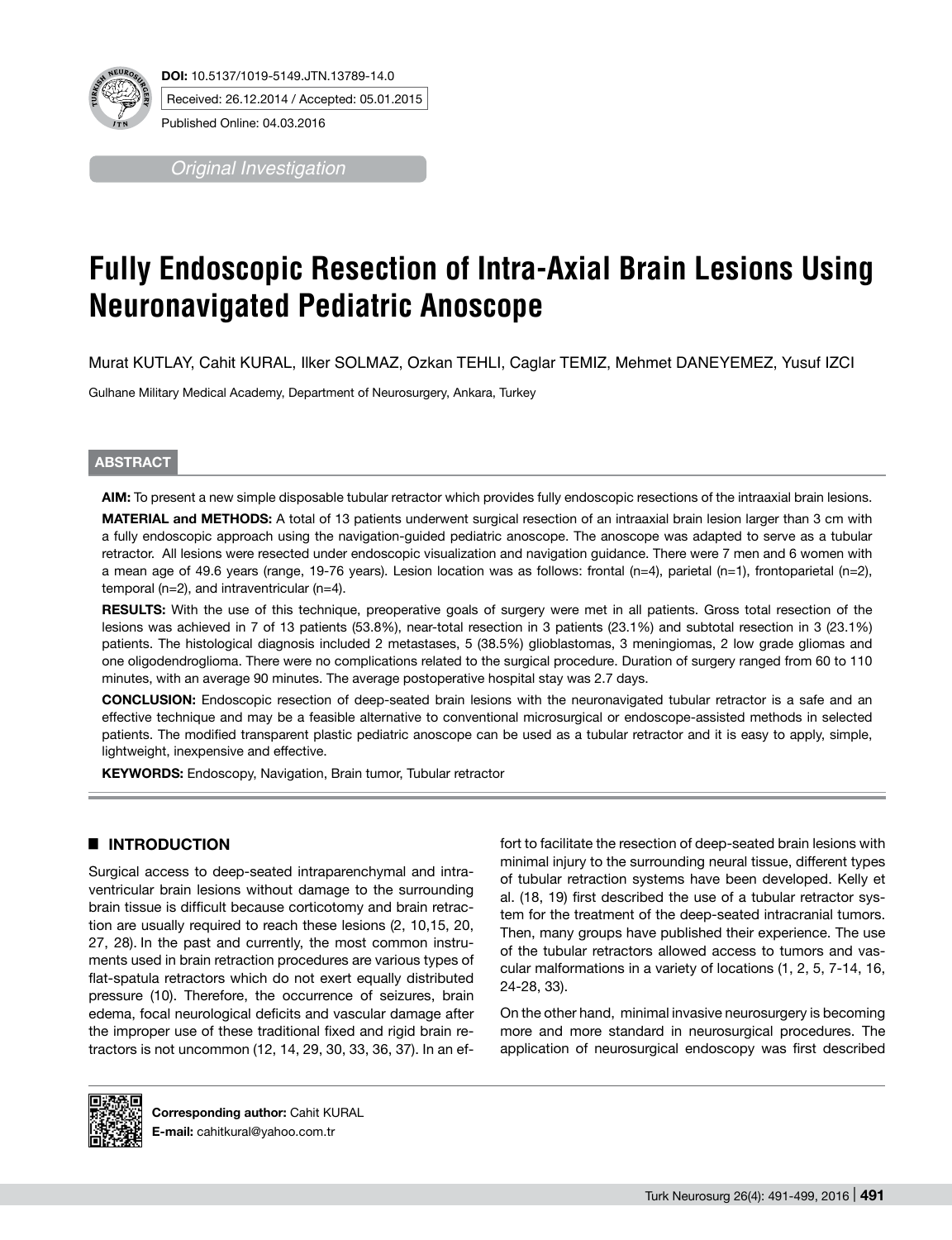**DOI:** 10.5137/1019-5149.JTN.13789-14.0

Received: 26.12.2014 / Accepted: 05.01.2015

Published Online: 04.03.2016

*Original Investigation*

# Fully Endoscopic Resection of Intra-Axial Brain Lesions Using Neuronavigated Pediatric Anoscope

Murat KUTLAY, Cahit KURAL, Ilker SOLMAZ, Ozkan TEHLI, Caglar TEMIZ, Mehmet DANEYEMEZ, Yusuf IZCI

Gulhane Military Medical Academy, Department of Neurosurgery, Ankara, Turkey

## ABSTRACT

**AIM:** To present a new simple disposable tubular retractor which provides fully endoscopic resections of the intraaxial brain lesions.

**MATERIAL and METHODS:** A total of 13 patients underwent surgical resection of an intraaxial brain lesion larger than 3 cm with a fully endoscopic approach using the navigation-guided pediatric anoscope. The anoscope was adapted to serve as a tubular retractor. All lesions were resected under endoscopic visualization and navigation guidance. There were 7 men and 6 women with a mean age of 49.6 years (range, 19-76 years). Lesion location was as follows: frontal (n=4), parietal (n=1), frontoparietal (n=2), temporal (n=2), and intraventricular (n=4).

**RESULTS:** With the use of this technique, preoperative goals of surgery were met in all patients. Gross total resection of the lesions was achieved in 7 of 13 patients (53.8%), near-total resection in 3 patients (23.1%) and subtotal resection in 3 (23.1%) patients. The histological diagnosis included 2 metastases, 5 (38.5%) glioblastomas, 3 meningiomas, 2 low grade gliomas and one oligodendroglioma. There were no complications related to the surgical procedure. Duration of surgery ranged from 60 to 110 minutes, with an average 90 minutes. The average postoperative hospital stay was 2.7 days.

**CONCLUSION:** Endoscopic resection of deep-seated brain lesions with the neuronavigated tubular retractor is a safe and an effective technique and may be a feasible alternative to conventional microsurgical or endoscope-assisted methods in selected patients. The modified transparent plastic pediatric anoscope can be used as a tubular retractor and it is easy to apply, simple, lightweight, inexpensive and effective.

**KEYWORDS:** Endoscopy, Navigation, Brain tumor, Tubular retractor

## INTRODUCTION

Surgical access to deep-seated intraparenchymal and intraventricular brain lesions without damage to the surrounding brain tissue is difficult because corticotomy and brain retraction are usually required to reach these lesions (2, 10,15, 20, 27, 28). In the past and currently, the most common instruments used in brain retraction procedures are various types of flat-spatula retractors which do not exert equally distributed pressure (10). Therefore, the occurrence of seizures, brain edema, focal neurological deficits and vascular damage after the improper use of these traditional fixed and rigid brain retractors is not uncommon (12, 14, 29, 30, 33, 36, 37). In an effort to facilitate the resection of deep-seated brain lesions with minimal injury to the surrounding neural tissue, different types of tubular retraction systems have been developed. Kelly et al. (18, 19) first described the use of a tubular retractor system for the treatment of the deep-seated intracranial tumors. Then, many groups have published their experience. The use of the tubular retractors allowed access to tumors and vascular malformations in a variety of locations (1, 2, 5, 7-14, 16, 24-28, 33).

On the other hand, minimal invasive neurosurgery is becoming more and more standard in neurosurgical procedures. The application of neurosurgical endoscopy was first described

**Corresponding author:** Cahit KURAL
**E-mail:** cahitkural@yahoo.com.tr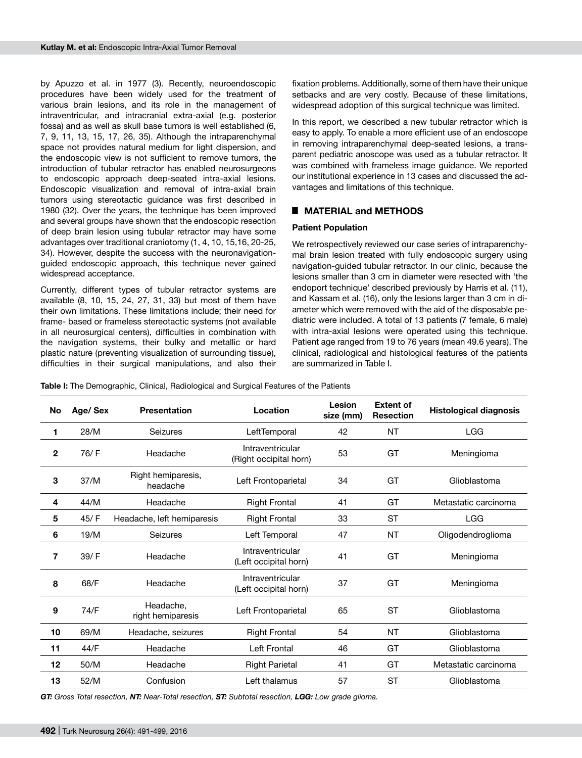by Apuzzo et al. in 1977 (3). Recently, neuroendoscopic procedures have been widely used for the treatment of various brain lesions, and its role in the management of intraventricular, and intracranial extra-axial (e.g. posterior fossa) and as well as skull base tumors is well established (6, 7, 9, 11, 13, 15, 17, 26, 35). Although the intraparenchymal space not provides natural medium for light dispersion, and the endoscopic view is not sufficient to remove tumors, the introduction of tubular retractor has enabled neurosurgeons to endoscopic approach deep-seated intra-axial lesions. Endoscopic visualization and removal of intra-axial brain tumors using stereotactic guidance was first described in 1980 (32). Over the years, the technique has been improved and several groups have shown that the endoscopic resection of deep brain lesion using tubular retractor may have some advantages over traditional craniotomy (1, 4, 10, 15,16, 20-25, 34). However, despite the success with the neuronavigation-guided endoscopic approach, this technique never gained widespread acceptance.

Currently, different types of tubular retractor systems are available (8, 10, 15, 24, 27, 31, 33) but most of them have their own limitations. These limitations include; their need for frame- based or frameless stereotactic systems (not available in all neurosurgical centers), difficulties in combination with the navigation systems, their bulky and metallic or hard plastic nature (preventing visualization of surrounding tissue), difficulties in their surgical manipulations, and also their fixation problems. Additionally, some of them have their unique setbacks and are very costly. Because of these limitations, widespread adoption of this surgical technique was limited.

In this report, we described a new tubular retractor which is easy to apply. To enable a more efficient use of an endoscope in removing intraparenchymal deep-seated lesions, a transparent pediatric anoscope was used as a tubular retractor. It was combined with frameless image guidance. We reported our institutional experience in 13 cases and discussed the advantages and limitations of this technique.

## ■ MATERIAL and METHODS

### Patient Population

We retrospectively reviewed our case series of intraparenchymal brain lesion treated with fully endoscopic surgery using navigation-guided tubular retractor. In our clinic, because the lesions smaller than 3 cm in diameter were resected with 'the endoport technique' described previously by Harris et al. (11), and Kassam et al. (16), only the lesions larger than 3 cm in diameter which were removed with the aid of the disposable pediatric were included. A total of 13 patients (7 female, 6 male) with intra-axial lesions were operated using this technique. Patient age ranged from 19 to 76 years (mean 49.6 years). The clinical, radiological and histological features of the patients are summarized in Table I.

**Table I:** The Demographic, Clinical, Radiological and Surgical Features of the Patients

| No | Age/ Sex | Presentation | Location | Lesion size (mm) | Extent of Resection | Histological diagnosis |
|---|---|---|---|---|---|---|
| 1 | 28/M | Seizures | LeftTemporal | 42 | NT | LGG |
| 2 | 76/ F | Headache | Intraventricular (Right occipital horn) | 53 | GT | Meningioma |
| 3 | 37/M | Right hemiparesis, headache | Left Frontoparietal | 34 | GT | Glioblastoma |
| 4 | 44/M | Headache | Right Frontal | 41 | GT | Metastatic carcinoma |
| 5 | 45/ F | Headache, left hemiparesis | Right Frontal | 33 | ST | LGG |
| 6 | 19/M | Seizures | Left Temporal | 47 | NT | Oligodendroglioma |
| 7 | 39/ F | Headache | Intraventricular (Left occipital horn) | 41 | GT | Meningioma |
| 8 | 68/F | Headache | Intraventricular (Left occipital horn) | 37 | GT | Meningioma |
| 9 | 74/F | Headache, right hemiparesis | Left Frontoparietal | 65 | ST | Glioblastoma |
| 10 | 69/M | Headache, seizures | Right Frontal | 54 | NT | Glioblastoma |
| 11 | 44/F | Headache | Left Frontal | 46 | GT | Glioblastoma |
| 12 | 50/M | Headache | Right Parietal | 41 | GT | Metastatic carcinoma |
| 13 | 52/M | Confusion | Left thalamus | 57 | ST | Glioblastoma |

***GT:** Gross Total resection, **NT:** Near-Total resection, **ST:** Subtotal resection, **LGG:** Low grade glioma.*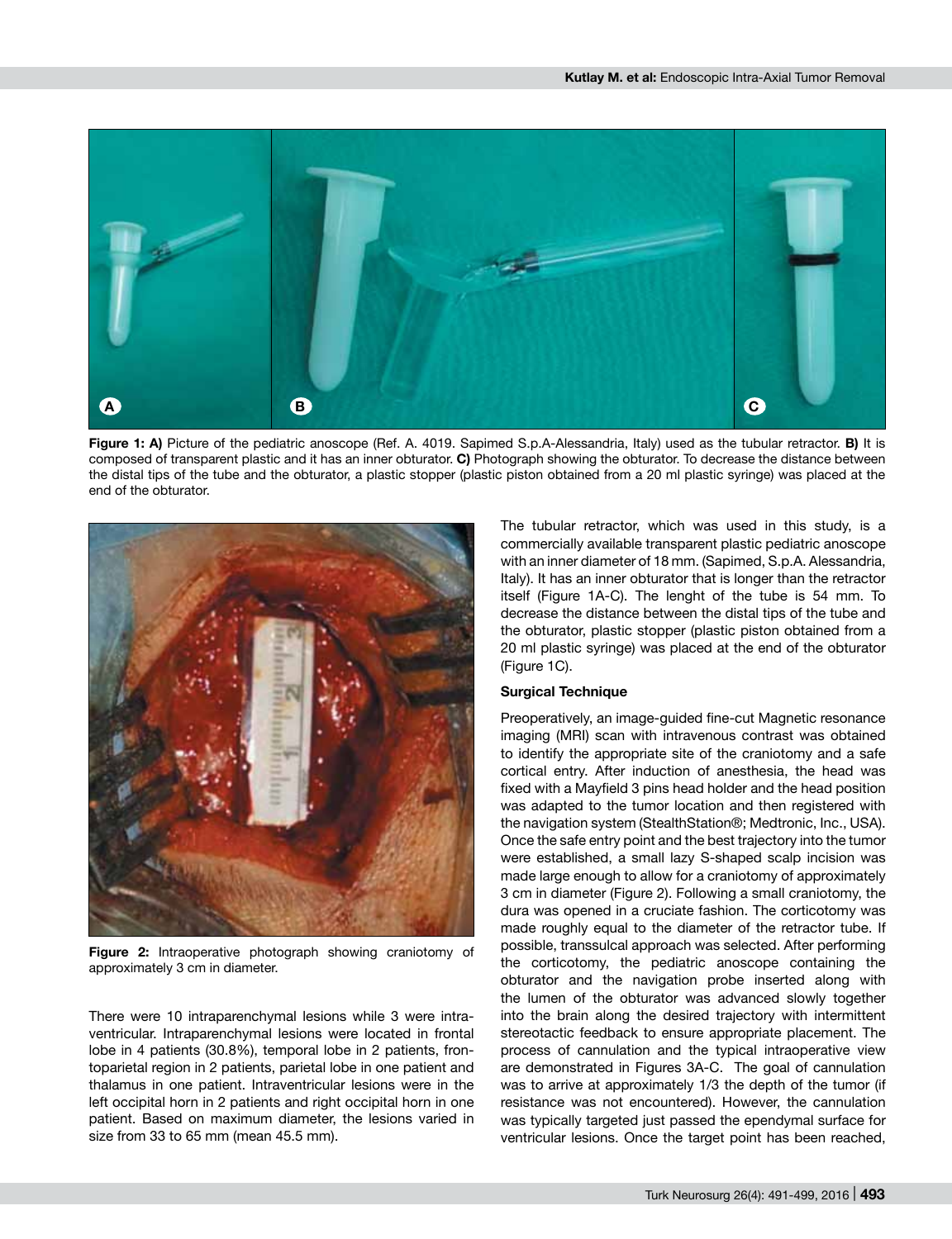**Figure 1: A)** Picture of the pediatric anoscope (Ref. A. 4019. Sapimed S.p.A-Alessandria, Italy) used as the tubular retractor. **B)** It is composed of transparent plastic and it has an inner obturator. **C)** Photograph showing the obturator. To decrease the distance between the distal tips of the tube and the obturator, a plastic stopper (plastic piston obtained from a 20 ml plastic syringe) was placed at the end of the obturator.

**Figure 2:** Intraoperative photograph showing craniotomy of approximately 3 cm in diameter.

There were 10 intraparenchymal lesions while 3 were intraventricular. Intraparenchymal lesions were located in frontal lobe in 4 patients (30.8%), temporal lobe in 2 patients, frontoparietal region in 2 patients, parietal lobe in one patient and thalamus in one patient. Intraventricular lesions were in the left occipital horn in 2 patients and right occipital horn in one patient. Based on maximum diameter, the lesions varied in size from 33 to 65 mm (mean 45.5 mm).

The tubular retractor, which was used in this study, is a commercially available transparent plastic pediatric anoscope with an inner diameter of 18 mm. (Sapimed, S.p.A. Alessandria, Italy). It has an inner obturator that is longer than the retractor itself (Figure 1A-C). The lenght of the tube is 54 mm. To decrease the distance between the distal tips of the tube and the obturator, plastic stopper (plastic piston obtained from a 20 ml plastic syringe) was placed at the end of the obturator (Figure 1C).

### Surgical Technique

Preoperatively, an image-guided fine-cut Magnetic resonance imaging (MRI) scan with intravenous contrast was obtained to identify the appropriate site of the craniotomy and a safe cortical entry. After induction of anesthesia, the head was fixed with a Mayfield 3 pins head holder and the head position was adapted to the tumor location and then registered with the navigation system (StealthStation®; Medtronic, Inc., USA). Once the safe entry point and the best trajectory into the tumor were established, a small lazy S-shaped scalp incision was made large enough to allow for a craniotomy of approximately 3 cm in diameter (Figure 2). Following a small craniotomy, the dura was opened in a cruciate fashion. The corticotomy was made roughly equal to the diameter of the retractor tube. If possible, transsulcal approach was selected. After performing the corticotomy, the pediatric anoscope containing the obturator and the navigation probe inserted along with the lumen of the obturator was advanced slowly together into the brain along the desired trajectory with intermittent stereotactic feedback to ensure appropriate placement. The process of cannulation and the typical intraoperative view are demonstrated in Figures 3A-C. The goal of cannulation was to arrive at approximately 1/3 the depth of the tumor (if resistance was not encountered). However, the cannulation was typically targeted just passed the ependymal surface for ventricular lesions. Once the target point has been reached,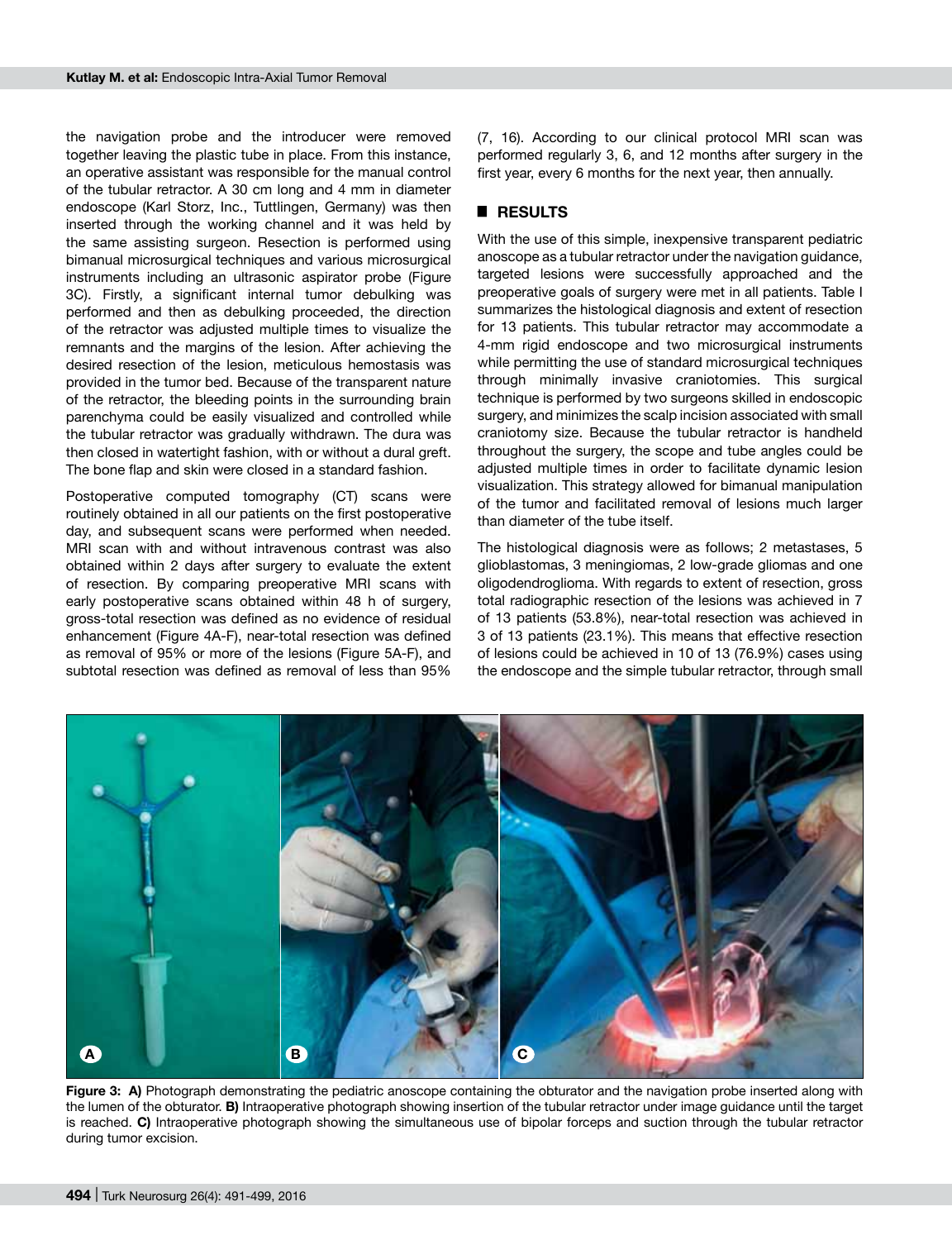the navigation probe and the introducer were removed together leaving the plastic tube in place. From this instance, an operative assistant was responsible for the manual control of the tubular retractor. A 30 cm long and 4 mm in diameter endoscope (Karl Storz, Inc., Tuttlingen, Germany) was then inserted through the working channel and it was held by the same assisting surgeon. Resection is performed using bimanual microsurgical techniques and various microsurgical instruments including an ultrasonic aspirator probe (Figure 3C). Firstly, a significant internal tumor debulking was performed and then as debulking proceeded, the direction of the retractor was adjusted multiple times to visualize the remnants and the margins of the lesion. After achieving the desired resection of the lesion, meticulous hemostasis was provided in the tumor bed. Because of the transparent nature of the retractor, the bleeding points in the surrounding brain parenchyma could be easily visualized and controlled while the tubular retractor was gradually withdrawn. The dura was then closed in watertight fashion, with or without a dural greft. The bone flap and skin were closed in a standard fashion.

Postoperative computed tomography (CT) scans were routinely obtained in all our patients on the first postoperative day, and subsequent scans were performed when needed. MRI scan with and without intravenous contrast was also obtained within 2 days after surgery to evaluate the extent of resection. By comparing preoperative MRI scans with early postoperative scans obtained within 48 h of surgery, gross-total resection was defined as no evidence of residual enhancement (Figure 4A-F), near-total resection was defined as removal of 95% or more of the lesions (Figure 5A-F), and subtotal resection was defined as removal of less than 95% (7, 16). According to our clinical protocol MRI scan was performed regularly 3, 6, and 12 months after surgery in the first year, every 6 months for the next year, then annually.

## RESULTS

With the use of this simple, inexpensive transparent pediatric anoscope as a tubular retractor under the navigation guidance, targeted lesions were successfully approached and the preoperative goals of surgery were met in all patients. Table I summarizes the histological diagnosis and extent of resection for 13 patients. This tubular retractor may accommodate a 4-mm rigid endoscope and two microsurgical instruments while permitting the use of standard microsurgical techniques through minimally invasive craniotomies. This surgical technique is performed by two surgeons skilled in endoscopic surgery, and minimizes the scalp incision associated with small craniotomy size. Because the tubular retractor is handheld throughout the surgery, the scope and tube angles could be adjusted multiple times in order to facilitate dynamic lesion visualization. This strategy allowed for bimanual manipulation of the tumor and facilitated removal of lesions much larger than diameter of the tube itself.

The histological diagnosis were as follows; 2 metastases, 5 glioblastomas, 3 meningiomas, 2 low-grade gliomas and one oligodendroglioma. With regards to extent of resection, gross total radiographic resection of the lesions was achieved in 7 of 13 patients (53.8%), near-total resection was achieved in 3 of 13 patients (23.1%). This means that effective resection of lesions could be achieved in 10 of 13 (76.9%) cases using the endoscope and the simple tubular retractor, through small

**Figure 3: A)** Photograph demonstrating the pediatric anoscope containing the obturator and the navigation probe inserted along with the lumen of the obturator. **B)** Intraoperative photograph showing insertion of the tubular retractor under image guidance until the target is reached. **C)** Intraoperative photograph showing the simultaneous use of bipolar forceps and suction through the tubular retractor during tumor excision.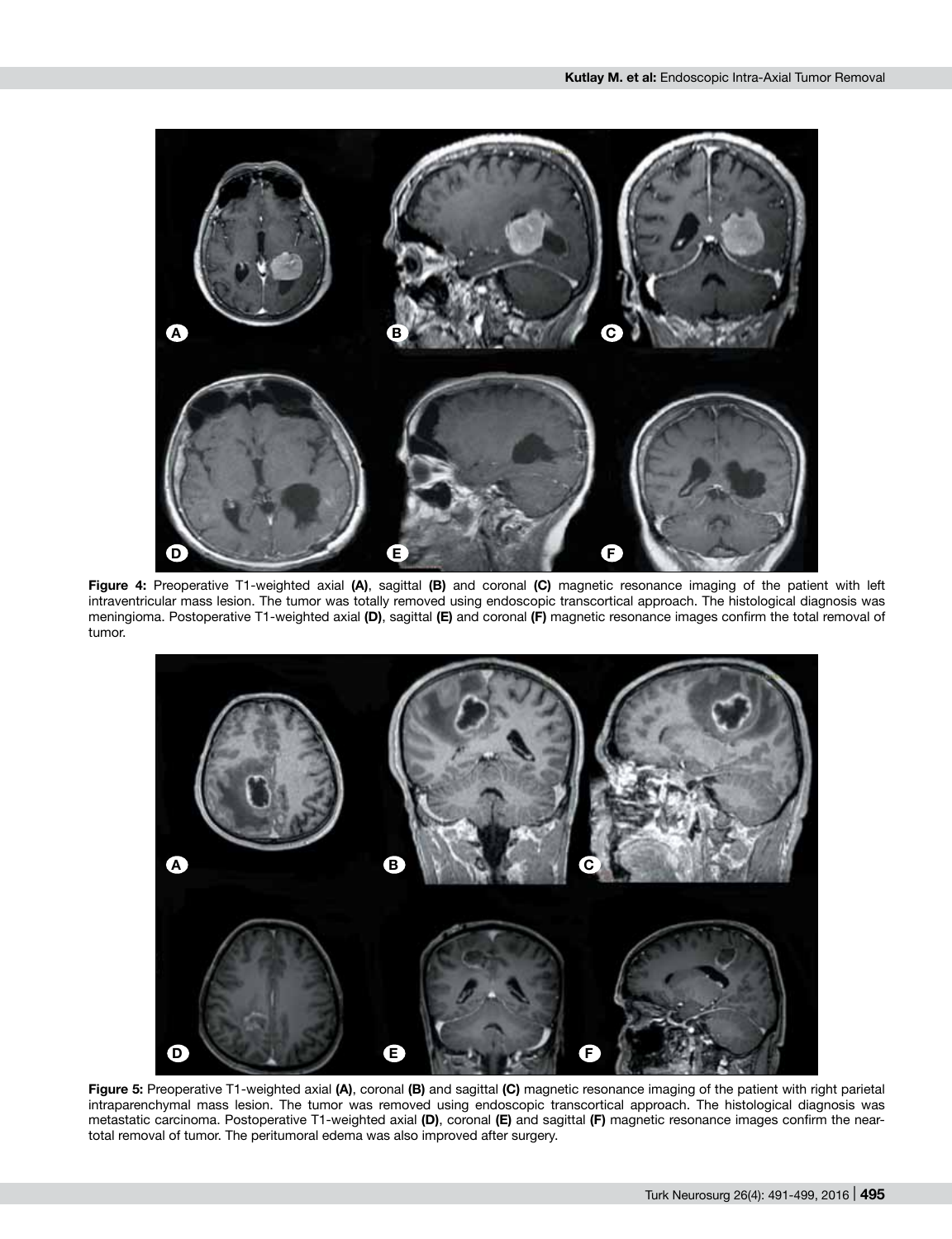**Figure 4:** Preoperative T1-weighted axial **(A)**, sagittal **(B)** and coronal **(C)** magnetic resonance imaging of the patient with left intraventricular mass lesion. The tumor was totally removed using endoscopic transcortical approach. The histological diagnosis was meningioma. Postoperative T1-weighted axial **(D)**, sagittal **(E)** and coronal **(F)** magnetic resonance images confirm the total removal of tumor.

**Figure 5:** Preoperative T1-weighted axial **(A)**, coronal **(B)** and sagittal **(C)** magnetic resonance imaging of the patient with right parietal intraparenchymal mass lesion. The tumor was removed using endoscopic transcortical approach. The histological diagnosis was metastatic carcinoma. Postoperative T1-weighted axial **(D)**, coronal **(E)** and sagittal **(F)** magnetic resonance images confirm the near-total removal of tumor. The peritumoral edema was also improved after surgery.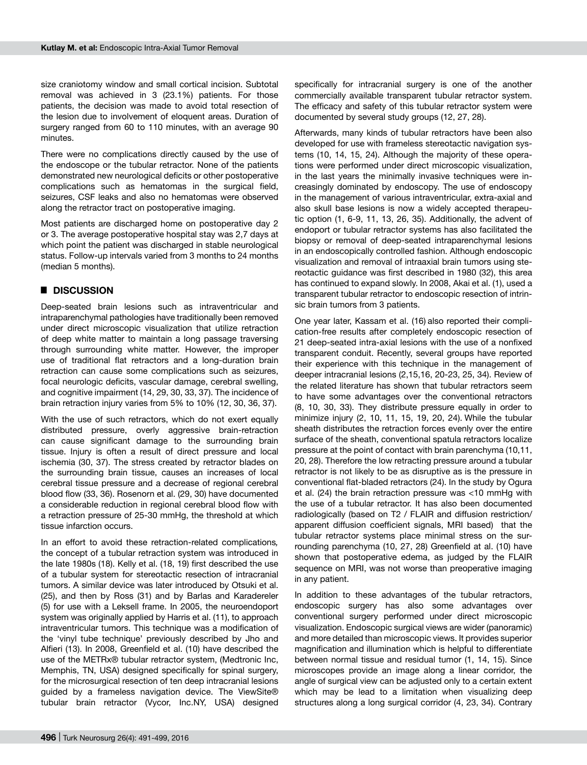size craniotomy window and small cortical incision. Subtotal removal was achieved in 3 (23.1%) patients. For those patients, the decision was made to avoid total resection of the lesion due to involvement of eloquent areas. Duration of surgery ranged from 60 to 110 minutes, with an average 90 minutes.

There were no complications directly caused by the use of the endoscope or the tubular retractor. None of the patients demonstrated new neurological deficits or other postoperative complications such as hematomas in the surgical field, seizures, CSF leaks and also no hematomas were observed along the retractor tract on postoperative imaging.

Most patients are discharged home on postoperative day 2 or 3. The average postoperative hospital stay was 2,7 days at which point the patient was discharged in stable neurological status. Follow-up intervals varied from 3 months to 24 months (median 5 months).

## DISCUSSION

Deep-seated brain lesions such as intraventricular and intraparenchymal pathologies have traditionally been removed under direct microscopic visualization that utilize retraction of deep white matter to maintain a long passage traversing through surrounding white matter. However, the improper use of traditional flat retractors and a long-duration brain retraction can cause some complications such as seizures, focal neurologic deficits, vascular damage, cerebral swelling, and cognitive impairment (14, 29, 30, 33, 37). The incidence of brain retraction injury varies from 5% to 10% (12, 30, 36, 37).

With the use of such retractors, which do not exert equally distributed pressure, overly aggressive brain-retraction can cause significant damage to the surrounding brain tissue. Injury is often a result of direct pressure and local ischemia (30, 37). The stress created by retractor blades on the surrounding brain tissue, causes an increases of local cerebral tissue pressure and a decrease of regional cerebral blood flow (33, 36). Rosenorn et al. (29, 30) have documented a considerable reduction in regional cerebral blood flow with a retraction pressure of 25-30 mmHg, the threshold at which tissue infarction occurs.

In an effort to avoid these retraction-related complications*,* the concept of a tubular retraction system was introduced in the late 1980s (18). Kelly et al. (18, 19) first described the use of a tubular system for stereotactic resection of intracranial tumors. A similar device was later introduced by Otsuki et al. (25), and then by Ross (31) and by Barlas and Karadereler (5) for use with a Leksell frame. In 2005, the neuroendoport system was originally applied by Harris et al. (11), to approach intraventricular tumors. This technique was a modification of the 'vinyl tube technique' previously described by Jho and Alfieri (13). In 2008, Greenfield et al. (10) have described the use of the METRx® tubular retractor system, (Medtronic Inc, Memphis, TN, USA) designed specifically for spinal surgery, for the microsurgical resection of ten deep intracranial lesions guided by a frameless navigation device. The ViewSite® tubular brain retractor (Vycor, Inc.NY, USA) designed specifically for intracranial surgery is one of the another commercially available transparent tubular retractor system. The efficacy and safety of this tubular retractor system were documented by several study groups (12, 27, 28).

Afterwards, many kinds of tubular retractors have been also developed for use with frameless stereotactic navigation systems (10, 14, 15, 24). Although the majority of these operations were performed under direct microscopic visualization, in the last years the minimally invasive techniques were increasingly dominated by endoscopy. The use of endoscopy in the management of various intraventricular, extra-axial and also skull base lesions is now a widely accepted therapeutic option (1, 6-9, 11, 13, 26, 35). Additionally, the advent of endoport or tubular retractor systems has also facilitated the biopsy or removal of deep-seated intraparenchymal lesions in an endoscopically controlled fashion. Although endoscopic visualization and removal of intraaxial brain tumors using stereotactic guidance was first described in 1980 (32), this area has continued to expand slowly. In 2008, Akai et al. (1), used a transparent tubular retractor to endoscopic resection of intrinsic brain tumors from 3 patients.

One year later, Kassam et al. (16) also reported their complication-free results after completely endoscopic resection of 21 deep-seated intra-axial lesions with the use of a nonfixed transparent conduit. Recently, several groups have reported their experience with this technique in the management of deeper intracranial lesions (2,15,16, 20-23, 25, 34). Review of the related literature has shown that tubular retractors seem to have some advantages over the conventional retractors (8, 10, 30, 33). They distribute pressure equally in order to minimize injury (2, 10, 11, 15, 19, 20, 24). While the tubular sheath distributes the retraction forces evenly over the entire surface of the sheath, conventional spatula retractors localize pressure at the point of contact with brain parenchyma (10,11, 20, 28). Therefore the low retracting pressure around a tubular retractor is not likely to be as disruptive as is the pressure in conventional flat-bladed retractors (24). In the study by Ogura et al. (24) the brain retraction pressure was <10 mmHg with the use of a tubular retractor. It has also been documented radiologically (based on T2 / FLAIR and diffusion restriction/ apparent diffusion coefficient signals, MRI based) that the tubular retractor systems place minimal stress on the surrounding parenchyma (10, 27, 28) Greenfield at al. (10) have shown that postoperative edema, as judged by the FLAIR sequence on MRI, was not worse than preoperative imaging in any patient.

In addition to these advantages of the tubular retractors, endoscopic surgery has also some advantages over conventional surgery performed under direct microscopic visualization. Endoscopic surgical views are wider (panoramic) and more detailed than microscopic views. It provides superior magnification and illumination which is helpful to differentiate between normal tissue and residual tumor (1, 14, 15). Since microscopes provide an image along a linear corridor, the angle of surgical view can be adjusted only to a certain extent which may be lead to a limitation when visualizing deep structures along a long surgical corridor (4, 23, 34). Contrary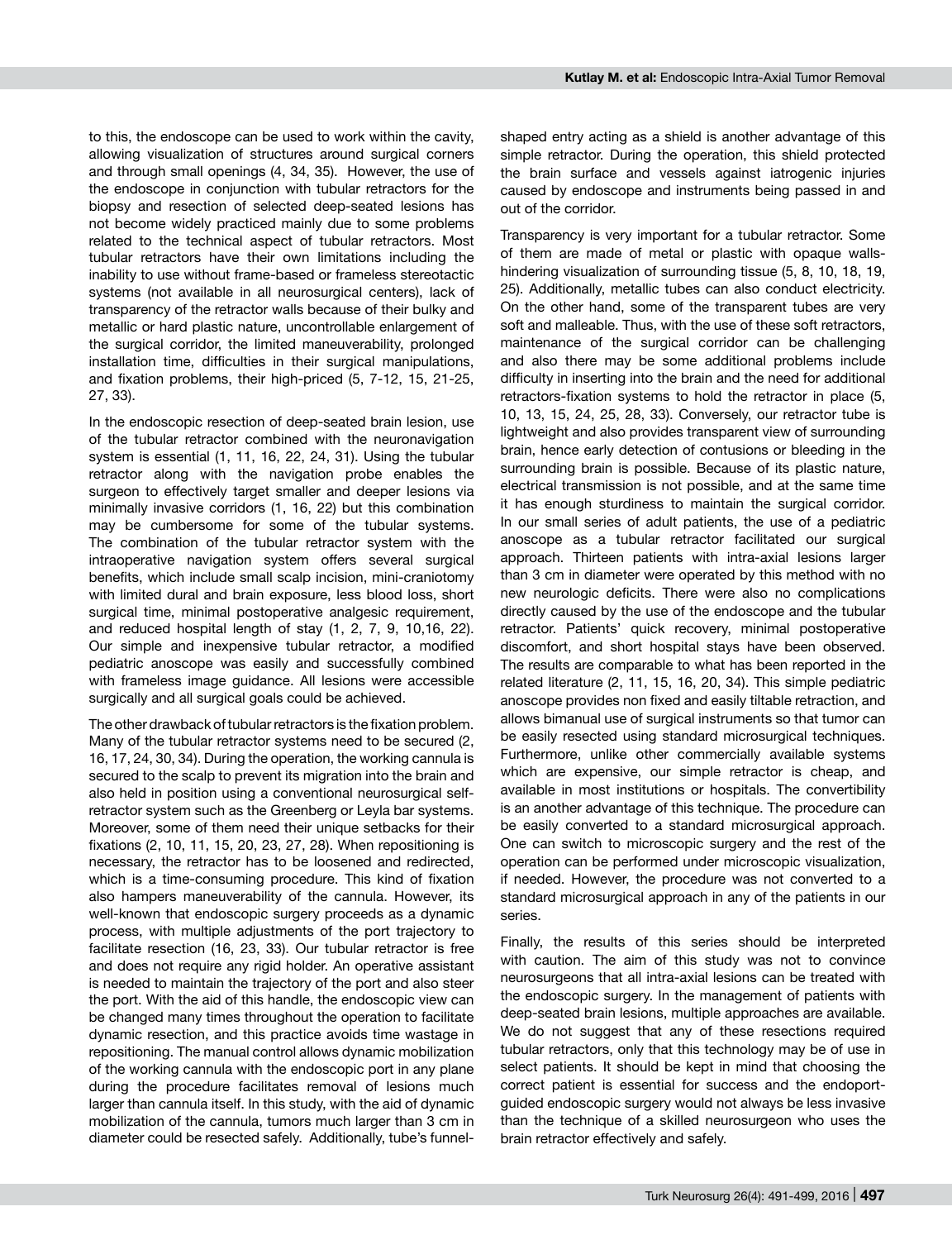to this, the endoscope can be used to work within the cavity, allowing visualization of structures around surgical corners and through small openings (4, 34, 35). However, the use of the endoscope in conjunction with tubular retractors for the biopsy and resection of selected deep-seated lesions has not become widely practiced mainly due to some problems related to the technical aspect of tubular retractors. Most tubular retractors have their own limitations including the inability to use without frame-based or frameless stereotactic systems (not available in all neurosurgical centers), lack of transparency of the retractor walls because of their bulky and metallic or hard plastic nature, uncontrollable enlargement of the surgical corridor, the limited maneuverability, prolonged installation time, difficulties in their surgical manipulations, and fixation problems, their high-priced (5, 7-12, 15, 21-25, 27, 33).

In the endoscopic resection of deep-seated brain lesion, use of the tubular retractor combined with the neuronavigation system is essential (1, 11, 16, 22, 24, 31). Using the tubular retractor along with the navigation probe enables the surgeon to effectively target smaller and deeper lesions via minimally invasive corridors (1, 16, 22) but this combination may be cumbersome for some of the tubular systems. The combination of the tubular retractor system with the intraoperative navigation system offers several surgical benefits, which include small scalp incision, mini-craniotomy with limited dural and brain exposure, less blood loss, short surgical time, minimal postoperative analgesic requirement, and reduced hospital length of stay (1, 2, 7, 9, 10,16, 22). Our simple and inexpensive tubular retractor, a modified pediatric anoscope was easily and successfully combined with frameless image guidance. All lesions were accessible surgically and all surgical goals could be achieved.

The other drawback of tubular retractors is the fixation problem. Many of the tubular retractor systems need to be secured (2, 16, 17, 24, 30, 34). During the operation, the working cannula is secured to the scalp to prevent its migration into the brain and also held in position using a conventional neurosurgical self-retractor system such as the Greenberg or Leyla bar systems. Moreover, some of them need their unique setbacks for their fixations (2, 10, 11, 15, 20, 23, 27, 28). When repositioning is necessary, the retractor has to be loosened and redirected, which is a time-consuming procedure. This kind of fixation also hampers maneuverability of the cannula. However, its well-known that endoscopic surgery proceeds as a dynamic process, with multiple adjustments of the port trajectory to facilitate resection (16, 23, 33). Our tubular retractor is free and does not require any rigid holder. An operative assistant is needed to maintain the trajectory of the port and also steer the port. With the aid of this handle, the endoscopic view can be changed many times throughout the operation to facilitate dynamic resection, and this practice avoids time wastage in repositioning. The manual control allows dynamic mobilization of the working cannula with the endoscopic port in any plane during the procedure facilitates removal of lesions much larger than cannula itself. In this study, with the aid of dynamic mobilization of the cannula, tumors much larger than 3 cm in diameter could be resected safely. Additionally, tube's funnel-shaped entry acting as a shield is another advantage of this simple retractor. During the operation, this shield protected the brain surface and vessels against iatrogenic injuries caused by endoscope and instruments being passed in and out of the corridor.

Transparency is very important for a tubular retractor. Some of them are made of metal or plastic with opaque walls-hindering visualization of surrounding tissue (5, 8, 10, 18, 19, 25). Additionally, metallic tubes can also conduct electricity. On the other hand, some of the transparent tubes are very soft and malleable. Thus, with the use of these soft retractors, maintenance of the surgical corridor can be challenging and also there may be some additional problems include difficulty in inserting into the brain and the need for additional retractors-fixation systems to hold the retractor in place (5, 10, 13, 15, 24, 25, 28, 33). Conversely, our retractor tube is lightweight and also provides transparent view of surrounding brain, hence early detection of contusions or bleeding in the surrounding brain is possible. Because of its plastic nature, electrical transmission is not possible, and at the same time it has enough sturdiness to maintain the surgical corridor. In our small series of adult patients, the use of a pediatric anoscope as a tubular retractor facilitated our surgical approach. Thirteen patients with intra-axial lesions larger than 3 cm in diameter were operated by this method with no new neurologic deficits. There were also no complications directly caused by the use of the endoscope and the tubular retractor. Patients' quick recovery, minimal postoperative discomfort, and short hospital stays have been observed. The results are comparable to what has been reported in the related literature (2, 11, 15, 16, 20, 34). This simple pediatric anoscope provides non fixed and easily tiltable retraction, and allows bimanual use of surgical instruments so that tumor can be easily resected using standard microsurgical techniques. Furthermore, unlike other commercially available systems which are expensive, our simple retractor is cheap, and available in most institutions or hospitals. The convertibility is an another advantage of this technique. The procedure can be easily converted to a standard microsurgical approach. One can switch to microscopic surgery and the rest of the operation can be performed under microscopic visualization, if needed. However, the procedure was not converted to a standard microsurgical approach in any of the patients in our series.

Finally, the results of this series should be interpreted with caution. The aim of this study was not to convince neurosurgeons that all intra-axial lesions can be treated with the endoscopic surgery. In the management of patients with deep-seated brain lesions, multiple approaches are available. We do not suggest that any of these resections required tubular retractors, only that this technology may be of use in select patients. It should be kept in mind that choosing the correct patient is essential for success and the endoport-guided endoscopic surgery would not always be less invasive than the technique of a skilled neurosurgeon who uses the brain retractor effectively and safely.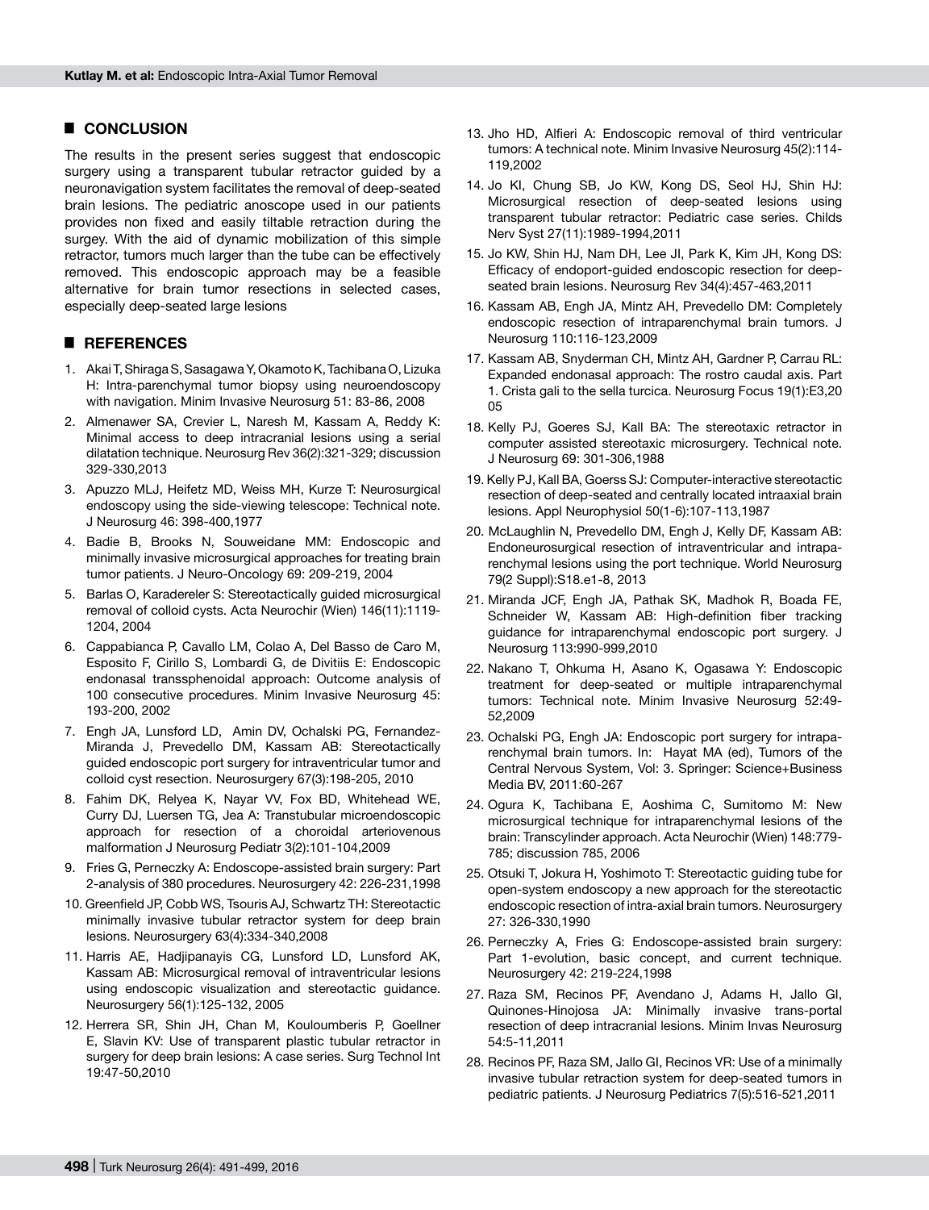## CONCLUSION

The results in the present series suggest that endoscopic surgery using a transparent tubular retractor guided by a neuronavigation system facilitates the removal of deep-seated brain lesions. The pediatric anoscope used in our patients provides non fixed and easily tiltable retraction during the surgey. With the aid of dynamic mobilization of this simple retractor, tumors much larger than the tube can be effectively removed. This endoscopic approach may be a feasible alternative for brain tumor resections in selected cases, especially deep-seated large lesions

## REFERENCES

1. Akai T, Shiraga S, Sasagawa Y, Okamoto K, Tachibana O, Lizuka H: Intra-parenchymal tumor biopsy using neuroendoscopy with navigation. Minim Invasive Neurosurg 51: 83-86, 2008
2. Almenawer SA, Crevier L, Naresh M, Kassam A, Reddy K: Minimal access to deep intracranial lesions using a serial dilatation technique. Neurosurg Rev 36(2):321-329; discussion 329-330,2013
3. Apuzzo MLJ, Heifetz MD, Weiss MH, Kurze T: Neurosurgical endoscopy using the side-viewing telescope: Technical note. J Neurosurg 46: 398-400,1977
4. Badie B, Brooks N, Souweidane MM: Endoscopic and minimally invasive microsurgical approaches for treating brain tumor patients. J Neuro-Oncology 69: 209-219, 2004
5. Barlas O, Karadereler S: Stereotactically guided microsurgical removal of colloid cysts. Acta Neurochir (Wien) 146(11):1119-1204, 2004
6. Cappabianca P, Cavallo LM, Colao A, Del Basso de Caro M, Esposito F, Cirillo S, Lombardi G, de Divitiis E: Endoscopic endonasal transsphenoidal approach: Outcome analysis of 100 consecutive procedures. Minim Invasive Neurosurg 45: 193-200, 2002
7. Engh JA, Lunsford LD, Amin DV, Ochalski PG, Fernandez-Miranda J, Prevedello DM, Kassam AB: Stereotactically guided endoscopic port surgery for intraventricular tumor and colloid cyst resection. Neurosurgery 67(3):198-205, 2010
8. Fahim DK, Relyea K, Nayar VV, Fox BD, Whitehead WE, Curry DJ, Luersen TG, Jea A: Transtubular microendoscopic approach for resection of a choroidal arteriovenous malformation J Neurosurg Pediatr 3(2):101-104,2009
9. Fries G, Perneczky A: Endoscope-assisted brain surgery: Part 2-analysis of 380 procedures. Neurosurgery 42: 226-231,1998
10. Greenfield JP, Cobb WS, Tsouris AJ, Schwartz TH: Stereotactic minimally invasive tubular retractor system for deep brain lesions. Neurosurgery 63(4):334-340,2008
11. Harris AE, Hadjipanayis CG, Lunsford LD, Lunsford AK, Kassam AB: Microsurgical removal of intraventricular lesions using endoscopic visualization and stereotactic guidance. Neurosurgery 56(1):125-132, 2005
12. Herrera SR, Shin JH, Chan M, Kouloumberis P, Goellner E, Slavin KV: Use of transparent plastic tubular retractor in surgery for deep brain lesions: A case series. Surg Technol Int 19:47-50,2010
13. Jho HD, Alfieri A: Endoscopic removal of third ventricular tumors: A technical note. Minim Invasive Neurosurg 45(2):114-119,2002
14. Jo KI, Chung SB, Jo KW, Kong DS, Seol HJ, Shin HJ: Microsurgical resection of deep-seated lesions using transparent tubular retractor: Pediatric case series. Childs Nerv Syst 27(11):1989-1994,2011
15. Jo KW, Shin HJ, Nam DH, Lee JI, Park K, Kim JH, Kong DS: Efficacy of endoport-guided endoscopic resection for deep-seated brain lesions. Neurosurg Rev 34(4):457-463,2011
16. Kassam AB, Engh JA, Mintz AH, Prevedello DM: Completely endoscopic resection of intraparenchymal brain tumors. J Neurosurg 110:116-123,2009
17. Kassam AB, Snyderman CH, Mintz AH, Gardner P, Carrau RL: Expanded endonasal approach: The rostro caudal axis. Part 1. Crista gali to the sella turcica. Neurosurg Focus 19(1):E3,2005
18. Kelly PJ, Goeres SJ, Kall BA: The stereotaxic retractor in computer assisted stereotaxic microsurgery. Technical note. J Neurosurg 69: 301-306,1988
19. Kelly PJ, Kall BA, Goerss SJ: Computer-interactive stereotactic resection of deep-seated and centrally located intraaxial brain lesions. Appl Neurophysiol 50(1-6):107-113,1987
20. McLaughlin N, Prevedello DM, Engh J, Kelly DF, Kassam AB: Endoneurosurgical resection of intraventricular and intraparenchymal lesions using the port technique. World Neurosurg 79(2 Suppl):S18.e1-8, 2013
21. Miranda JCF, Engh JA, Pathak SK, Madhok R, Boada FE, Schneider W, Kassam AB: High-definition fiber tracking guidance for intraparenchymal endoscopic port surgery. J Neurosurg 113:990-999,2010
22. Nakano T, Ohkuma H, Asano K, Ogasawa Y: Endoscopic treatment for deep-seated or multiple intraparenchymal tumors: Technical note. Minim Invasive Neurosurg 52:49-52,2009
23. Ochalski PG, Engh JA: Endoscopic port surgery for intraparenchymal brain tumors. In: Hayat MA (ed), Tumors of the Central Nervous System, Vol: 3. Springer: Science+Business Media BV, 2011:60-267
24. Ogura K, Tachibana E, Aoshima C, Sumitomo M: New microsurgical technique for intraparenchymal lesions of the brain: Transcylinder approach. Acta Neurochir (Wien) 148:779-785; discussion 785, 2006
25. Otsuki T, Jokura H, Yoshimoto T: Stereotactic guiding tube for open-system endoscopy a new approach for the stereotactic endoscopic resection of intra-axial brain tumors. Neurosurgery 27: 326-330,1990
26. Perneczky A, Fries G: Endoscope-assisted brain surgery: Part 1-evolution, basic concept, and current technique. Neurosurgery 42: 219-224,1998
27. Raza SM, Recinos PF, Avendano J, Adams H, Jallo GI, Quinones-Hinojosa JA: Minimally invasive trans-portal resection of deep intracranial lesions. Minim Invas Neurosurg 54:5-11,2011
28. Recinos PF, Raza SM, Jallo GI, Recinos VR: Use of a minimally invasive tubular retraction system for deep-seated tumors in pediatric patients. J Neurosurg Pediatrics 7(5):516-521,2011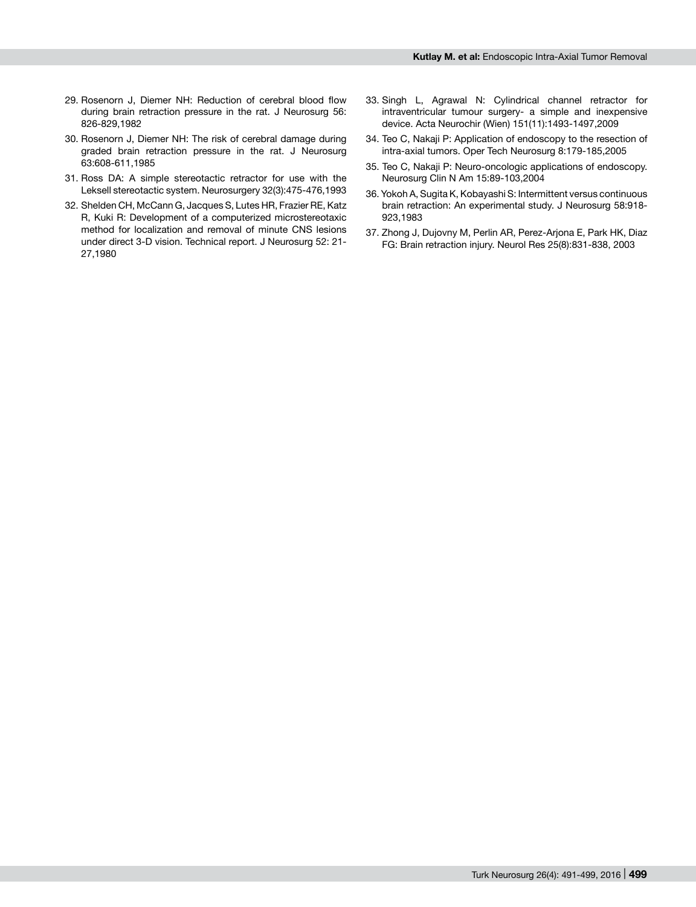29. Rosenorn J, Diemer NH: Reduction of cerebral blood flow during brain retraction pressure in the rat. J Neurosurg 56: 826-829,1982
30. Rosenorn J, Diemer NH: The risk of cerebral damage during graded brain retraction pressure in the rat. J Neurosurg 63:608-611,1985
31. Ross DA: A simple stereotactic retractor for use with the Leksell stereotactic system. Neurosurgery 32(3):475-476,1993
32. Shelden CH, McCann G, Jacques S, Lutes HR, Frazier RE, Katz R, Kuki R: Development of a computerized microstereotaxic method for localization and removal of minute CNS lesions under direct 3-D vision. Technical report. J Neurosurg 52: 21-27,1980
33. Singh L, Agrawal N: Cylindrical channel retractor for intraventricular tumour surgery- a simple and inexpensive device. Acta Neurochir (Wien) 151(11):1493-1497,2009
34. Teo C, Nakaji P: Application of endoscopy to the resection of intra-axial tumors. Oper Tech Neurosurg 8:179-185,2005
35. Teo C, Nakaji P: Neuro-oncologic applications of endoscopy. Neurosurg Clin N Am 15:89-103,2004
36. Yokoh A, Sugita K, Kobayashi S: Intermittent versus continuous brain retraction: An experimental study. J Neurosurg 58:918-923,1983
37. Zhong J, Dujovny M, Perlin AR, Perez-Arjona E, Park HK, Diaz FG: Brain retraction injury. Neurol Res 25(8):831-838, 2003